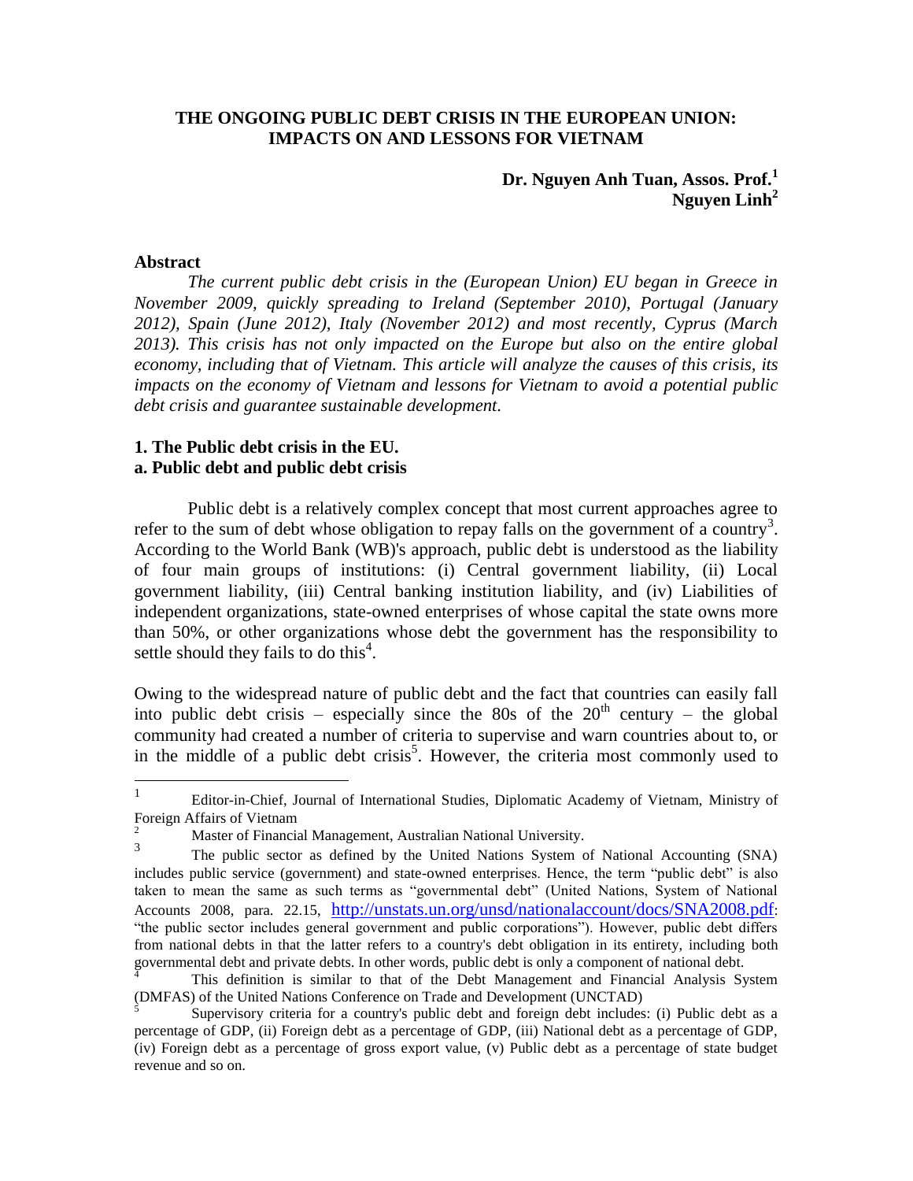# THE ONGOING PUBLIC DEBT CRISIS IN THE EUROPEAN UNION: IMPACTS ON AND LESSONS FOR VIETNAM

**Dr. Nguyen Anh Tuan, Assos. Prof.[1]**
**Nguyen Linh[2]**

## Abstract

*The current public debt crisis in the (European Union) EU began in Greece in November 2009, quickly spreading to Ireland (September 2010), Portugal (January 2012), Spain (June 2012), Italy (November 2012) and most recently, Cyprus (March 2013). This crisis has not only impacted on the Europe but also on the entire global economy, including that of Vietnam. This article will analyze the causes of this crisis, its impacts on the economy of Vietnam and lessons for Vietnam to avoid a potential public debt crisis and guarantee sustainable development.*

## 1. The Public debt crisis in the EU.

### a. Public debt and public debt crisis

Public debt is a relatively complex concept that most current approaches agree to refer to the sum of debt whose obligation to repay falls on the government of a country[3]. According to the World Bank (WB)'s approach, public debt is understood as the liability of four main groups of institutions: (i) Central government liability, (ii) Local government liability, (iii) Central banking institution liability, and (iv) Liabilities of independent organizations, state-owned enterprises of whose capital the state owns more than 50%, or other organizations whose debt the government has the responsibility to settle should they fails to do this[4].

Owing to the widespread nature of public debt and the fact that countries can easily fall into public debt crisis – especially since the 80s of the 20th century – the global community had created a number of criteria to supervise and warn countries about to, or in the middle of a public debt crisis[5]. However, the criteria most commonly used to

---

[1] Editor-in-Chief, Journal of International Studies, Diplomatic Academy of Vietnam, Ministry of Foreign Affairs of Vietnam

[2] Master of Financial Management, Australian National University.

[3] The public sector as defined by the United Nations System of National Accounting (SNA) includes public service (government) and state-owned enterprises. Hence, the term "public debt" is also taken to mean the same as such terms as "governmental debt" (United Nations, System of National Accounts 2008, para. 22.15, http://unstats.un.org/unsd/nationalaccount/docs/SNA2008.pdf: "the public sector includes general government and public corporations"). However, public debt differs from national debts in that the latter refers to a country's debt obligation in its entirety, including both governmental debt and private debts. In other words, public debt is only a component of national debt.

[4] This definition is similar to that of the Debt Management and Financial Analysis System (DMFAS) of the United Nations Conference on Trade and Development (UNCTAD)

[5] Supervisory criteria for a country's public debt and foreign debt includes: (i) Public debt as a percentage of GDP, (ii) Foreign debt as a percentage of GDP, (iii) National debt as a percentage of GDP, (iv) Foreign debt as a percentage of gross export value, (v) Public debt as a percentage of state budget revenue and so on.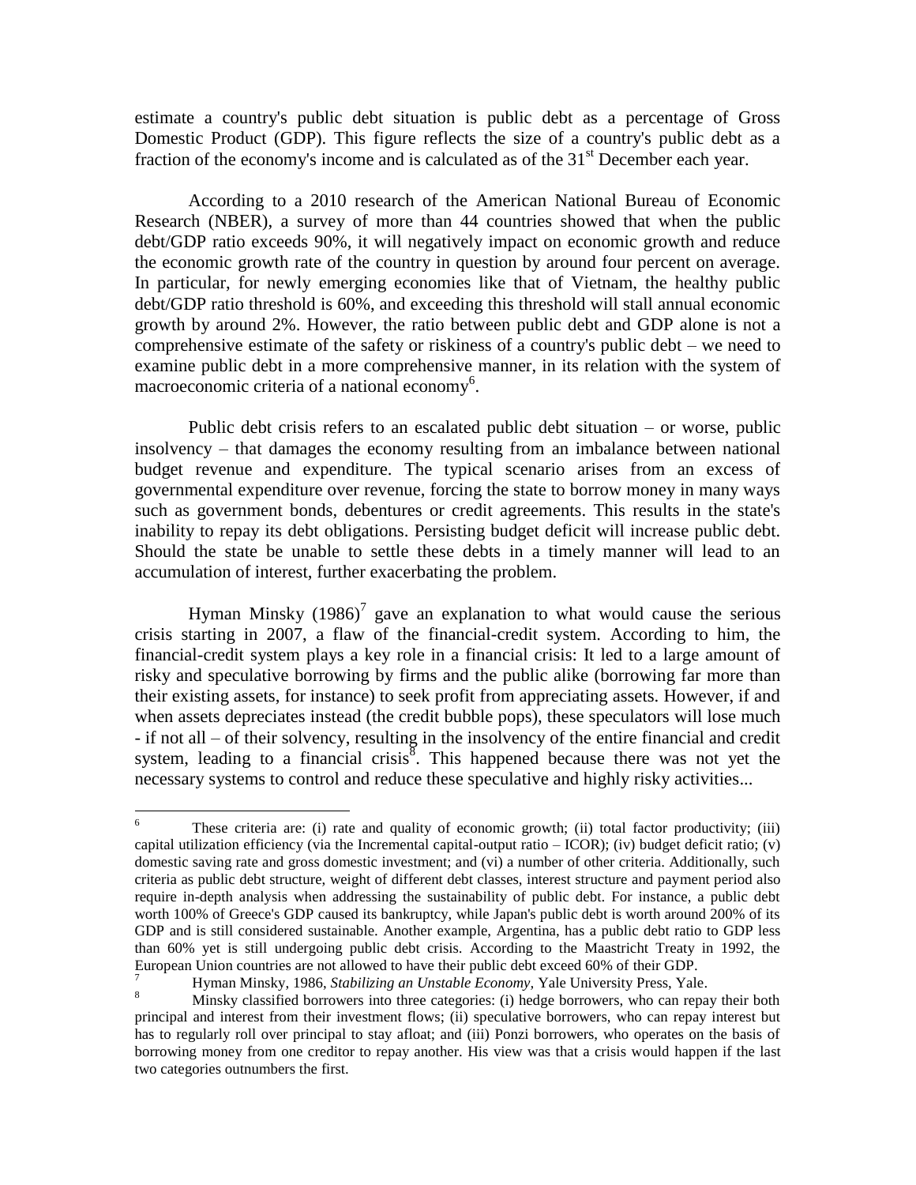estimate a country's public debt situation is public debt as a percentage of Gross Domestic Product (GDP). This figure reflects the size of a country's public debt as a fraction of the economy's income and is calculated as of the 31st December each year.

According to a 2010 research of the American National Bureau of Economic Research (NBER), a survey of more than 44 countries showed that when the public debt/GDP ratio exceeds 90%, it will negatively impact on economic growth and reduce the economic growth rate of the country in question by around four percent on average. In particular, for newly emerging economies like that of Vietnam, the healthy public debt/GDP ratio threshold is 60%, and exceeding this threshold will stall annual economic growth by around 2%. However, the ratio between public debt and GDP alone is not a comprehensive estimate of the safety or riskiness of a country's public debt – we need to examine public debt in a more comprehensive manner, in its relation with the system of macroeconomic criteria of a national economy[6].

Public debt crisis refers to an escalated public debt situation – or worse, public insolvency – that damages the economy resulting from an imbalance between national budget revenue and expenditure. The typical scenario arises from an excess of governmental expenditure over revenue, forcing the state to borrow money in many ways such as government bonds, debentures or credit agreements. This results in the state's inability to repay its debt obligations. Persisting budget deficit will increase public debt. Should the state be unable to settle these debts in a timely manner will lead to an accumulation of interest, further exacerbating the problem.

Hyman Minsky (1986)[7] gave an explanation to what would cause the serious crisis starting in 2007, a flaw of the financial-credit system. According to him, the financial-credit system plays a key role in a financial crisis: It led to a large amount of risky and speculative borrowing by firms and the public alike (borrowing far more than their existing assets, for instance) to seek profit from appreciating assets. However, if and when assets depreciates instead (the credit bubble pops), these speculators will lose much - if not all – of their solvency, resulting in the insolvency of the entire financial and credit system, leading to a financial crisis[8]. This happened because there was not yet the necessary systems to control and reduce these speculative and highly risky activities...

---

[6] These criteria are: (i) rate and quality of economic growth; (ii) total factor productivity; (iii) capital utilization efficiency (via the Incremental capital-output ratio – ICOR); (iv) budget deficit ratio; (v) domestic saving rate and gross domestic investment; and (vi) a number of other criteria. Additionally, such criteria as public debt structure, weight of different debt classes, interest structure and payment period also require in-depth analysis when addressing the sustainability of public debt. For instance, a public debt worth 100% of Greece's GDP caused its bankruptcy, while Japan's public debt is worth around 200% of its GDP and is still considered sustainable. Another example, Argentina, has a public debt ratio to GDP less than 60% yet is still undergoing public debt crisis. According to the Maastricht Treaty in 1992, the European Union countries are not allowed to have their public debt exceed 60% of their GDP.

[7] Hyman Minsky, 1986, *Stabilizing an Unstable Economy,* Yale University Press, Yale.

[8] Minsky classified borrowers into three categories: (i) hedge borrowers, who can repay their both principal and interest from their investment flows; (ii) speculative borrowers, who can repay interest but has to regularly roll over principal to stay afloat; and (iii) Ponzi borrowers, who operates on the basis of borrowing money from one creditor to repay another. His view was that a crisis would happen if the last two categories outnumbers the first.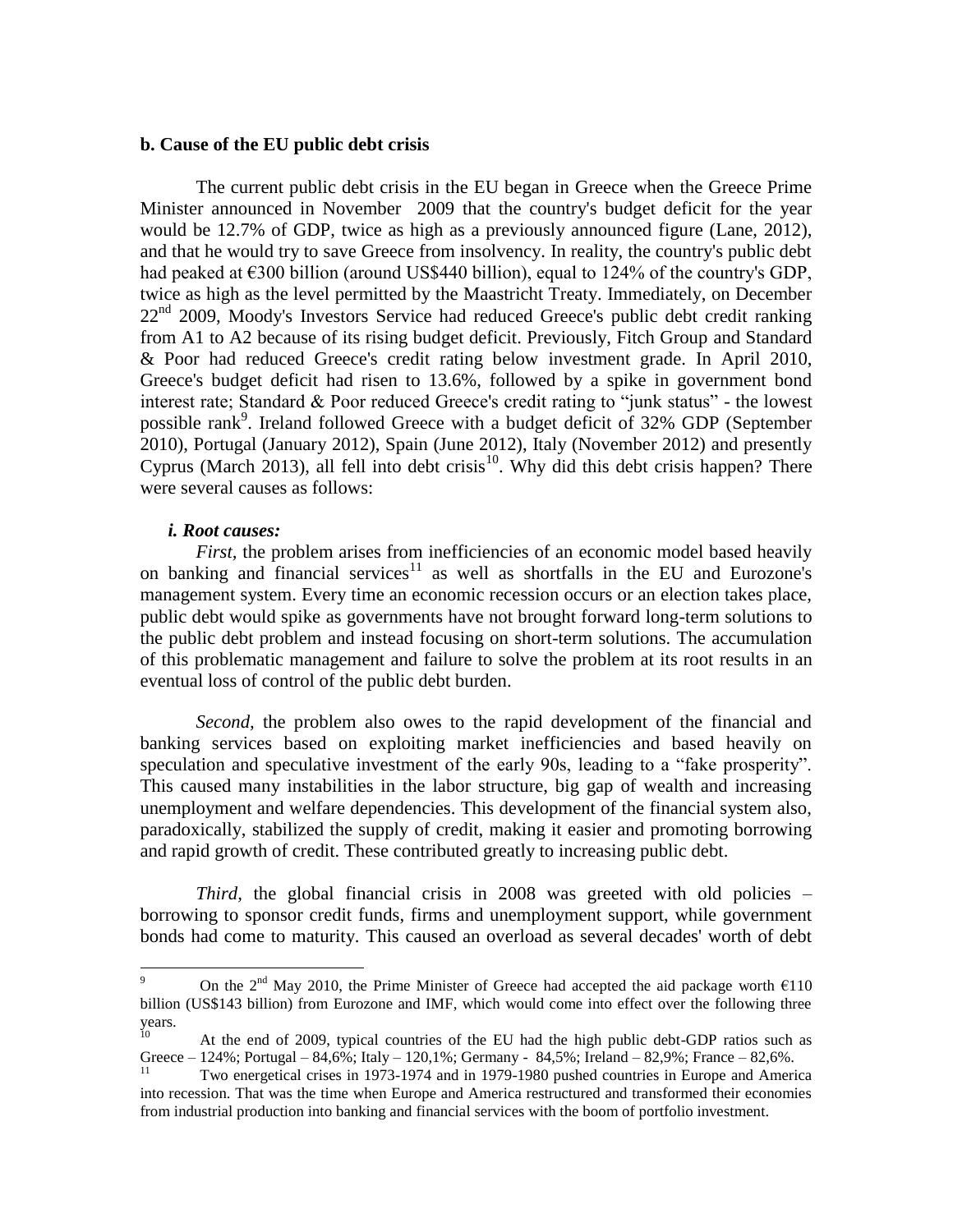**b. Cause of the EU public debt crisis**

The current public debt crisis in the EU began in Greece when the Greece Prime Minister announced in November 2009 that the country's budget deficit for the year would be 12.7% of GDP, twice as high as a previously announced figure (Lane, 2012), and that he would try to save Greece from insolvency. In reality, the country's public debt had peaked at €300 billion (around US$440 billion), equal to 124% of the country's GDP, twice as high as the level permitted by the Maastricht Treaty. Immediately, on December 22nd 2009, Moody's Investors Service had reduced Greece's public debt credit ranking from A1 to A2 because of its rising budget deficit. Previously, Fitch Group and Standard & Poor had reduced Greece's credit rating below investment grade. In April 2010, Greece's budget deficit had risen to 13.6%, followed by a spike in government bond interest rate; Standard & Poor reduced Greece's credit rating to "junk status" - the lowest possible rank[9]. Ireland followed Greece with a budget deficit of 32% GDP (September 2010), Portugal (January 2012), Spain (June 2012), Italy (November 2012) and presently Cyprus (March 2013), all fell into debt crisis[10]. Why did this debt crisis happen? There were several causes as follows:

***i. Root causes:***

*First*, the problem arises from inefficiencies of an economic model based heavily on banking and financial services[11] as well as shortfalls in the EU and Eurozone's management system. Every time an economic recession occurs or an election takes place, public debt would spike as governments have not brought forward long-term solutions to the public debt problem and instead focusing on short-term solutions. The accumulation of this problematic management and failure to solve the problem at its root results in an eventual loss of control of the public debt burden.

*Second*, the problem also owes to the rapid development of the financial and banking services based on exploiting market inefficiencies and based heavily on speculation and speculative investment of the early 90s, leading to a "fake prosperity". This caused many instabilities in the labor structure, big gap of wealth and increasing unemployment and welfare dependencies. This development of the financial system also, paradoxically, stabilized the supply of credit, making it easier and promoting borrowing and rapid growth of credit. These contributed greatly to increasing public debt.

*Third*, the global financial crisis in 2008 was greeted with old policies – borrowing to sponsor credit funds, firms and unemployment support, while government bonds had come to maturity. This caused an overload as several decades' worth of debt

---

[9] On the 2nd May 2010, the Prime Minister of Greece had accepted the aid package worth €110 billion (US$143 billion) from Eurozone and IMF, which would come into effect over the following three years.

[10] At the end of 2009, typical countries of the EU had the high public debt-GDP ratios such as Greece – 124%; Portugal – 84,6%; Italy – 120,1%; Germany - 84,5%; Ireland – 82,9%; France – 82,6%.

[11] Two energetical crises in 1973-1974 and in 1979-1980 pushed countries in Europe and America into recession. That was the time when Europe and America restructured and transformed their economies from industrial production into banking and financial services with the boom of portfolio investment.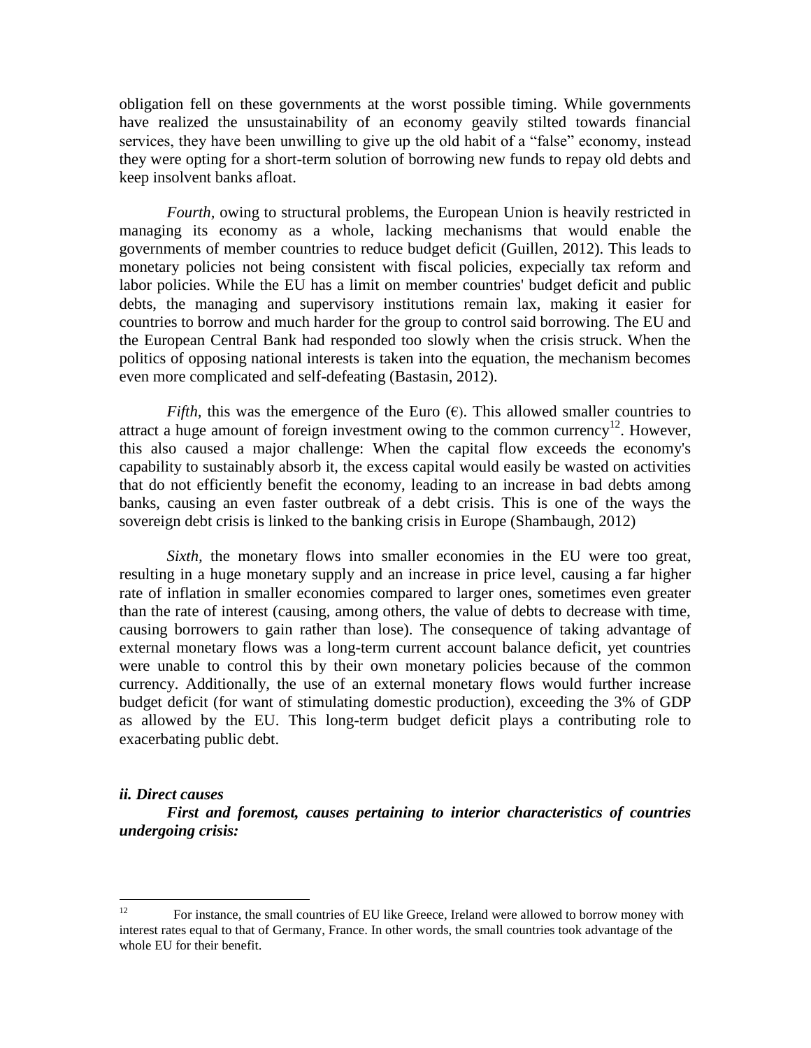obligation fell on these governments at the worst possible timing. While governments have realized the unsustainability of an economy geavily stilted towards financial services, they have been unwilling to give up the old habit of a "false" economy, instead they were opting for a short-term solution of borrowing new funds to repay old debts and keep insolvent banks afloat.

*Fourth,* owing to structural problems, the European Union is heavily restricted in managing its economy as a whole, lacking mechanisms that would enable the governments of member countries to reduce budget deficit (Guillen, 2012). This leads to monetary policies not being consistent with fiscal policies, expecially tax reform and labor policies. While the EU has a limit on member countries' budget deficit and public debts, the managing and supervisory institutions remain lax, making it easier for countries to borrow and much harder for the group to control said borrowing. The EU and the European Central Bank had responded too slowly when the crisis struck. When the politics of opposing national interests is taken into the equation, the mechanism becomes even more complicated and self-defeating (Bastasin, 2012).

*Fifth,* this was the emergence of the Euro (€). This allowed smaller countries to attract a huge amount of foreign investment owing to the common currency[12]. However, this also caused a major challenge: When the capital flow exceeds the economy's capability to sustainably absorb it, the excess capital would easily be wasted on activities that do not efficiently benefit the economy, leading to an increase in bad debts among banks, causing an even faster outbreak of a debt crisis. This is one of the ways the sovereign debt crisis is linked to the banking crisis in Europe (Shambaugh, 2012)

*Sixth,* the monetary flows into smaller economies in the EU were too great, resulting in a huge monetary supply and an increase in price level, causing a far higher rate of inflation in smaller economies compared to larger ones, sometimes even greater than the rate of interest (causing, among others, the value of debts to decrease with time, causing borrowers to gain rather than lose). The consequence of taking advantage of external monetary flows was a long-term current account balance deficit, yet countries were unable to control this by their own monetary policies because of the common currency. Additionally, the use of an external monetary flows would further increase budget deficit (for want of stimulating domestic production), exceeding the 3% of GDP as allowed by the EU. This long-term budget deficit plays a contributing role to exacerbating public debt.

***ii. Direct causes***

***First and foremost, causes pertaining to interior characteristics of countries undergoing crisis:***

---

[12] For instance, the small countries of EU like Greece, Ireland were allowed to borrow money with interest rates equal to that of Germany, France. In other words, the small countries took advantage of the whole EU for their benefit.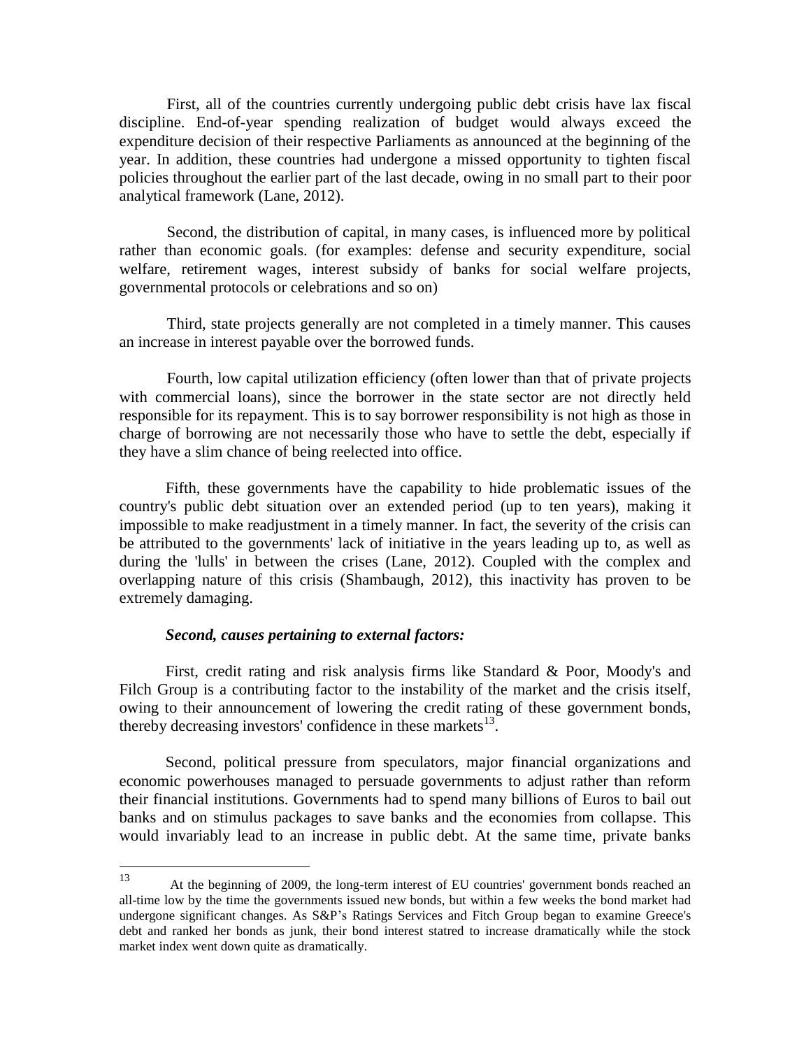First, all of the countries currently undergoing public debt crisis have lax fiscal discipline. End-of-year spending realization of budget would always exceed the expenditure decision of their respective Parliaments as announced at the beginning of the year. In addition, these countries had undergone a missed opportunity to tighten fiscal policies throughout the earlier part of the last decade, owing in no small part to their poor analytical framework (Lane, 2012).

Second, the distribution of capital, in many cases, is influenced more by political rather than economic goals. (for examples: defense and security expenditure, social welfare, retirement wages, interest subsidy of banks for social welfare projects, governmental protocols or celebrations and so on)

Third, state projects generally are not completed in a timely manner. This causes an increase in interest payable over the borrowed funds.

Fourth, low capital utilization efficiency (often lower than that of private projects with commercial loans), since the borrower in the state sector are not directly held responsible for its repayment. This is to say borrower responsibility is not high as those in charge of borrowing are not necessarily those who have to settle the debt, especially if they have a slim chance of being reelected into office.

Fifth, these governments have the capability to hide problematic issues of the country's public debt situation over an extended period (up to ten years), making it impossible to make readjustment in a timely manner. In fact, the severity of the crisis can be attributed to the governments' lack of initiative in the years leading up to, as well as during the 'lulls' in between the crises (Lane, 2012). Coupled with the complex and overlapping nature of this crisis (Shambaugh, 2012), this inactivity has proven to be extremely damaging.

***Second, causes pertaining to external factors:***

First, credit rating and risk analysis firms like Standard & Poor, Moody's and Filch Group is a contributing factor to the instability of the market and the crisis itself, owing to their announcement of lowering the credit rating of these government bonds, thereby decreasing investors' confidence in these markets[13].

Second, political pressure from speculators, major financial organizations and economic powerhouses managed to persuade governments to adjust rather than reform their financial institutions. Governments had to spend many billions of Euros to bail out banks and on stimulus packages to save banks and the economies from collapse. This would invariably lead to an increase in public debt. At the same time, private banks

---

[13] At the beginning of 2009, the long-term interest of EU countries' government bonds reached an all-time low by the time the governments issued new bonds, but within a few weeks the bond market had undergone significant changes. As S&P's Ratings Services and Fitch Group began to examine Greece's debt and ranked her bonds as junk, their bond interest statred to increase dramatically while the stock market index went down quite as dramatically.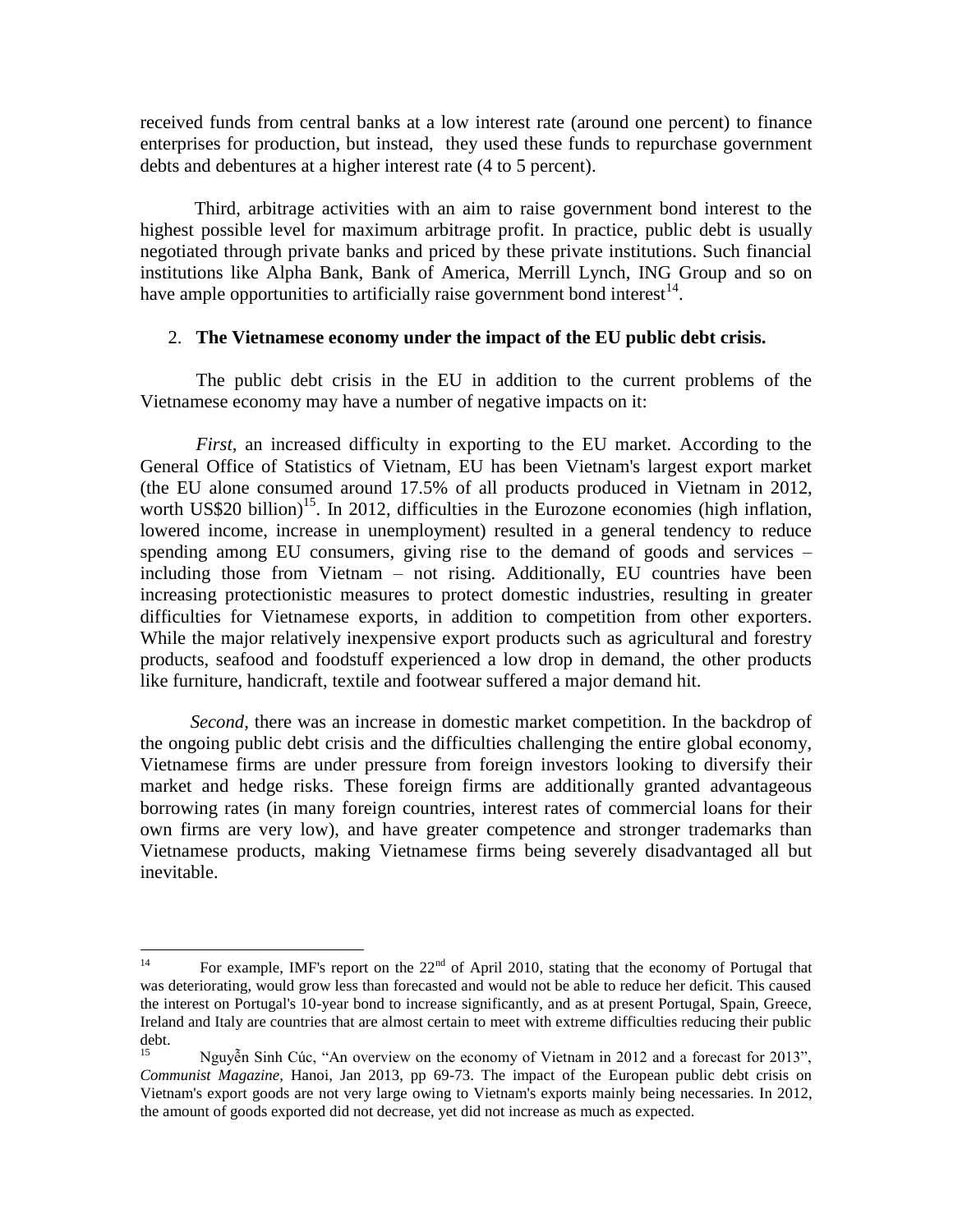received funds from central banks at a low interest rate (around one percent) to finance enterprises for production, but instead, they used these funds to repurchase government debts and debentures at a higher interest rate (4 to 5 percent).

Third, arbitrage activities with an aim to raise government bond interest to the highest possible level for maximum arbitrage profit. In practice, public debt is usually negotiated through private banks and priced by these private institutions. Such financial institutions like Alpha Bank, Bank of America, Merrill Lynch, ING Group and so on have ample opportunities to artificially raise government bond interest[14].

## 2. **The Vietnamese economy under the impact of the EU public debt crisis.**

The public debt crisis in the EU in addition to the current problems of the Vietnamese economy may have a number of negative impacts on it:

*First,* an increased difficulty in exporting to the EU market. According to the General Office of Statistics of Vietnam, EU has been Vietnam's largest export market (the EU alone consumed around 17.5% of all products produced in Vietnam in 2012, worth US$20 billion)[15]. In 2012, difficulties in the Eurozone economies (high inflation, lowered income, increase in unemployment) resulted in a general tendency to reduce spending among EU consumers, giving rise to the demand of goods and services – including those from Vietnam – not rising. Additionally, EU countries have been increasing protectionistic measures to protect domestic industries, resulting in greater difficulties for Vietnamese exports, in addition to competition from other exporters. While the major relatively inexpensive export products such as agricultural and forestry products, seafood and foodstuff experienced a low drop in demand, the other products like furniture, handicraft, textile and footwear suffered a major demand hit.

*Second*, there was an increase in domestic market competition. In the backdrop of the ongoing public debt crisis and the difficulties challenging the entire global economy, Vietnamese firms are under pressure from foreign investors looking to diversify their market and hedge risks. These foreign firms are additionally granted advantageous borrowing rates (in many foreign countries, interest rates of commercial loans for their own firms are very low), and have greater competence and stronger trademarks than Vietnamese products, making Vietnamese firms being severely disadvantaged all but inevitable.

---

[14] For example, IMF's report on the 22nd of April 2010, stating that the economy of Portugal that was deteriorating, would grow less than forecasted and would not be able to reduce her deficit. This caused the interest on Portugal's 10-year bond to increase significantly, and as at present Portugal, Spain, Greece, Ireland and Italy are countries that are almost certain to meet with extreme difficulties reducing their public debt.

[15] Nguyễn Sinh Cúc, "An overview on the economy of Vietnam in 2012 and a forecast for 2013", *Communist Magazine*, Hanoi, Jan 2013, pp 69-73. The impact of the European public debt crisis on Vietnam's export goods are not very large owing to Vietnam's exports mainly being necessaries. In 2012, the amount of goods exported did not decrease, yet did not increase as much as expected.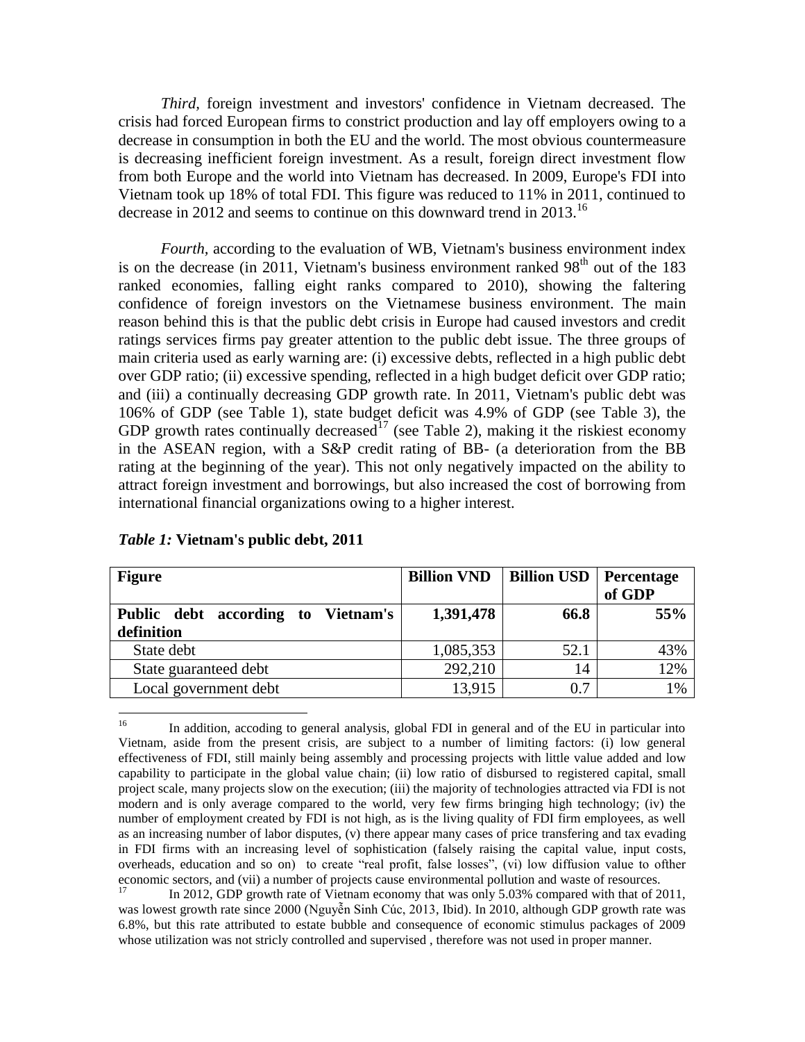*Third,* foreign investment and investors' confidence in Vietnam decreased. The crisis had forced European firms to constrict production and lay off employers owing to a decrease in consumption in both the EU and the world. The most obvious countermeasure is decreasing inefficient foreign investment. As a result, foreign direct investment flow from both Europe and the world into Vietnam has decreased. In 2009, Europe's FDI into Vietnam took up 18% of total FDI. This figure was reduced to 11% in 2011, continued to decrease in 2012 and seems to continue on this downward trend in 2013.[16]

*Fourth,* according to the evaluation of WB, Vietnam's business environment index is on the decrease (in 2011, Vietnam's business environment ranked 98th out of the 183 ranked economies, falling eight ranks compared to 2010), showing the faltering confidence of foreign investors on the Vietnamese business environment. The main reason behind this is that the public debt crisis in Europe had caused investors and credit ratings services firms pay greater attention to the public debt issue. The three groups of main criteria used as early warning are: (i) excessive debts, reflected in a high public debt over GDP ratio; (ii) excessive spending, reflected in a high budget deficit over GDP ratio; and (iii) a continually decreasing GDP growth rate. In 2011, Vietnam's public debt was 106% of GDP (see Table 1), state budget deficit was 4.9% of GDP (see Table 3), the GDP growth rates continually decreased[17] (see Table 2), making it the riskiest economy in the ASEAN region, with a S&P credit rating of BB- (a deterioration from the BB rating at the beginning of the year). This not only negatively impacted on the ability to attract foreign investment and borrowings, but also increased the cost of borrowing from international financial organizations owing to a higher interest.

***Table 1:*** **Vietnam's public debt, 2011**

| Figure | Billion VND | Billion USD | Percentage of GDP |
|---|---|---|---|
| **Public debt according to Vietnam's definition** | **1,391,478** | **66.8** | **55%** |
| State debt | 1,085,353 | 52.1 | 43% |
| State guaranteed debt | 292,210 | 14 | 12% |
| Local government debt | 13,915 | 0.7 | 1% |

[16] In addition, accoding to general analysis, global FDI in general and of the EU in particular into Vietnam, aside from the present crisis, are subject to a number of limiting factors: (i) low general effectiveness of FDI, still mainly being assembly and processing projects with little value added and low capability to participate in the global value chain; (ii) low ratio of disbursed to registered capital, small project scale, many projects slow on the execution; (iii) the majority of technologies attracted via FDI is not modern and is only average compared to the world, very few firms bringing high technology; (iv) the number of employment created by FDI is not high, as is the living quality of FDI firm employees, as well as an increasing number of labor disputes, (v) there appear many cases of price transfering and tax evading in FDI firms with an increasing level of sophistication (falsely raising the capital value, input costs, overheads, education and so on) to create "real profit, false losses", (vi) low diffusion value to ofther economic sectors, and (vii) a number of projects cause environmental pollution and waste of resources.

[17] In 2012, GDP growth rate of Vietnam economy that was only 5.03% compared with that of 2011, was lowest growth rate since 2000 (Nguyễn Sinh Cúc, 2013, Ibid). In 2010, although GDP growth rate was 6.8%, but this rate attributed to estate bubble and consequence of economic stimulus packages of 2009 whose utilization was not stricly controlled and supervised , therefore was not used in proper manner.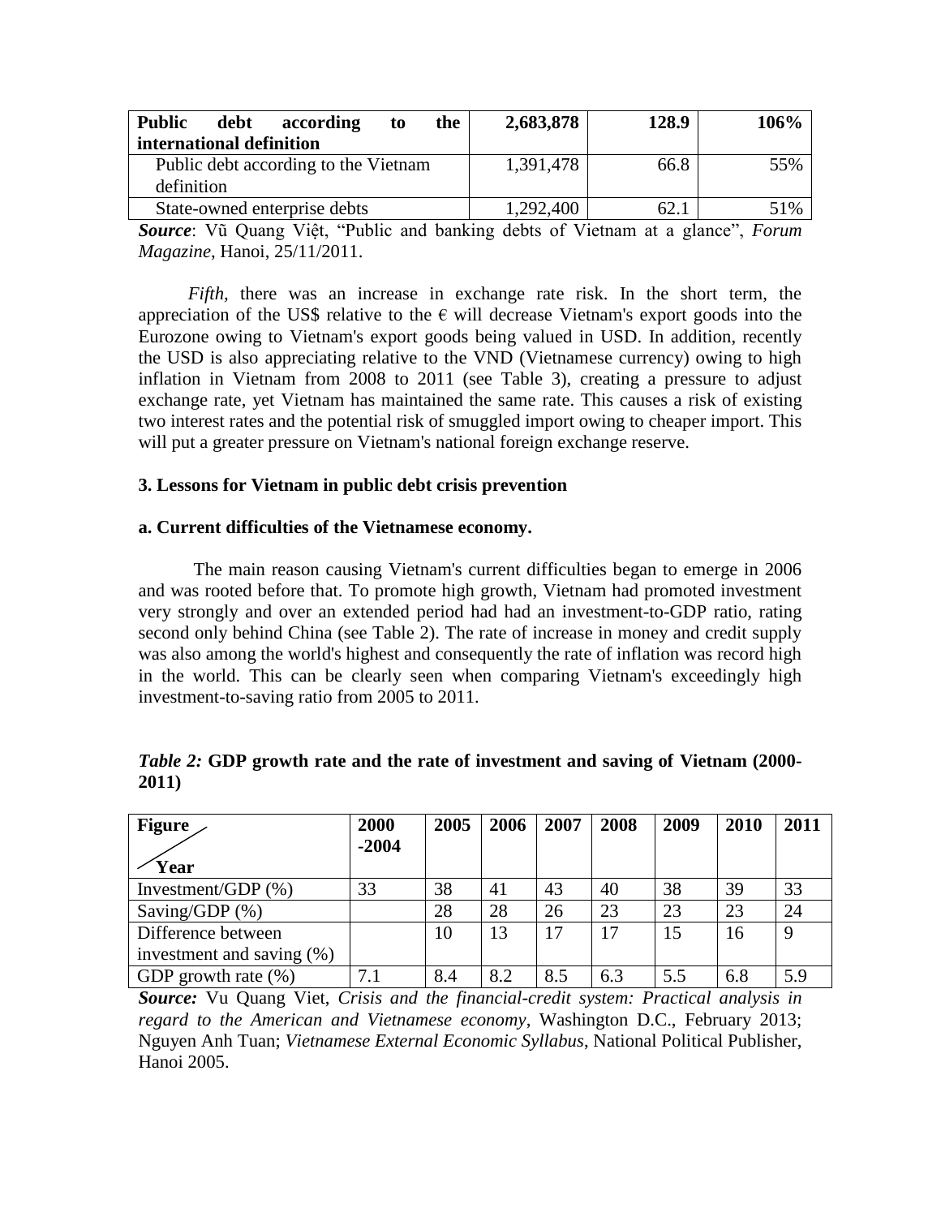| **Public debt according to the international definition** | **2,683,878** | **128.9** | **106%** |
|---|---|---|---|
| Public debt according to the Vietnam definition | 1,391,478 | 66.8 | 55% |
| State-owned enterprise debts | 1,292,400 | 62.1 | 51% |

***Source***: Vũ Quang Việt, "Public and banking debts of Vietnam at a glance", *Forum Magazine*, Hanoi, 25/11/2011.

*Fifth,* there was an increase in exchange rate risk. In the short term, the appreciation of the US$ relative to the € will decrease Vietnam's export goods into the Eurozone owing to Vietnam's export goods being valued in USD. In addition, recently the USD is also appreciating relative to the VND (Vietnamese currency) owing to high inflation in Vietnam from 2008 to 2011 (see Table 3), creating a pressure to adjust exchange rate, yet Vietnam has maintained the same rate. This causes a risk of existing two interest rates and the potential risk of smuggled import owing to cheaper import. This will put a greater pressure on Vietnam's national foreign exchange reserve.

### 3. Lessons for Vietnam in public debt crisis prevention

#### a. Current difficulties of the Vietnamese economy.

The main reason causing Vietnam's current difficulties began to emerge in 2006 and was rooted before that. To promote high growth, Vietnam had promoted investment very strongly and over an extended period had had an investment-to-GDP ratio, rating second only behind China (see Table 2). The rate of increase in money and credit supply was also among the world's highest and consequently the rate of inflation was record high in the world. This can be clearly seen when comparing Vietnam's exceedingly high investment-to-saving ratio from 2005 to 2011.

***Table 2:*** **GDP growth rate and the rate of investment and saving of Vietnam (2000-2011)**

| **Figure / Year** | **2000-2004** | **2005** | **2006** | **2007** | **2008** | **2009** | **2010** | **2011** |
|---|---|---|---|---|---|---|---|---|
| Investment/GDP (%) | 33 | 38 | 41 | 43 | 40 | 38 | 39 | 33 |
| Saving/GDP (%) | | 28 | 28 | 26 | 23 | 23 | 23 | 24 |
| Difference between investment and saving (%) | | 10 | 13 | 17 | 17 | 15 | 16 | 9 |
| GDP growth rate (%) | 7.1 | 8.4 | 8.2 | 8.5 | 6.3 | 5.5 | 6.8 | 5.9 |

***Source:*** Vu Quang Viet, *Crisis and the financial-credit system: Practical analysis in regard to the American and Vietnamese economy*, Washington D.C., February 2013; Nguyen Anh Tuan; *Vietnamese External Economic Syllabus*, National Political Publisher, Hanoi 2005.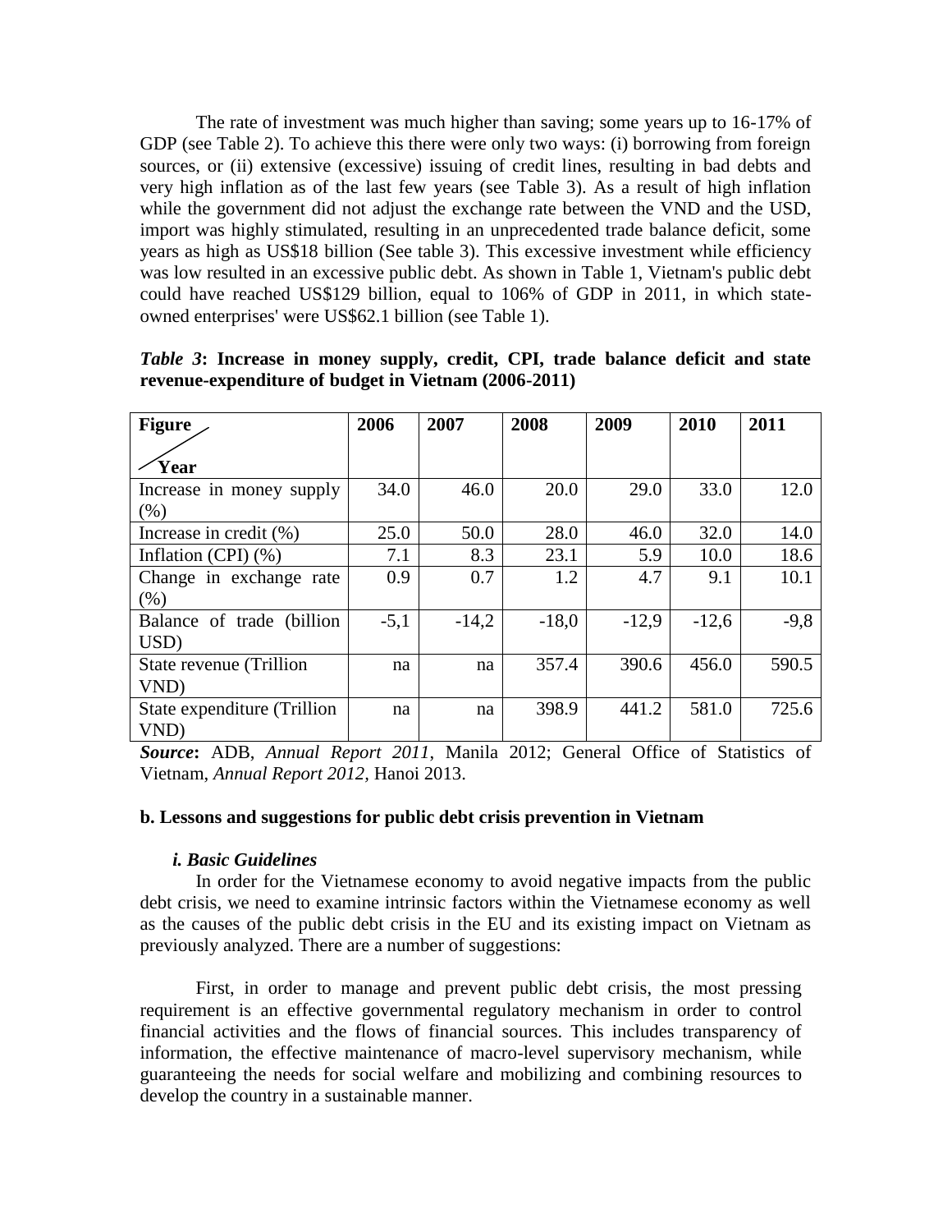The rate of investment was much higher than saving; some years up to 16-17% of GDP (see Table 2). To achieve this there were only two ways: (i) borrowing from foreign sources, or (ii) extensive (excessive) issuing of credit lines, resulting in bad debts and very high inflation as of the last few years (see Table 3). As a result of high inflation while the government did not adjust the exchange rate between the VND and the USD, import was highly stimulated, resulting in an unprecedented trade balance deficit, some years as high as US$18 billion (See table 3). This excessive investment while efficiency was low resulted in an excessive public debt. As shown in Table 1, Vietnam's public debt could have reached US$129 billion, equal to 106% of GDP in 2011, in which state-owned enterprises' were US$62.1 billion (see Table 1).

***Table 3*: Increase in money supply, credit, CPI, trade balance deficit and state revenue-expenditure of budget in Vietnam (2006-2011)**

| **Figure / Year** | **2006** | **2007** | **2008** | **2009** | **2010** | **2011** |
|---|---|---|---|---|---|---|
| Increase in money supply (%) | 34.0 | 46.0 | 20.0 | 29.0 | 33.0 | 12.0 |
| Increase in credit (%) | 25.0 | 50.0 | 28.0 | 46.0 | 32.0 | 14.0 |
| Inflation (CPI) (%) | 7.1 | 8.3 | 23.1 | 5.9 | 10.0 | 18.6 |
| Change in exchange rate (%) | 0.9 | 0.7 | 1.2 | 4.7 | 9.1 | 10.1 |
| Balance of trade (billion USD) | -5,1 | -14,2 | -18,0 | -12,9 | -12,6 | -9,8 |
| State revenue (Trillion VND) | na | na | 357.4 | 390.6 | 456.0 | 590.5 |
| State expenditure (Trillion VND) | na | na | 398.9 | 441.2 | 581.0 | 725.6 |

***Source*:** ADB, *Annual Report 2011*, Manila 2012; General Office of Statistics of Vietnam, *Annual Report 2012*, Hanoi 2013.

**b. Lessons and suggestions for public debt crisis prevention in Vietnam**

***i. Basic Guidelines***

In order for the Vietnamese economy to avoid negative impacts from the public debt crisis, we need to examine intrinsic factors within the Vietnamese economy as well as the causes of the public debt crisis in the EU and its existing impact on Vietnam as previously analyzed. There are a number of suggestions:

First, in order to manage and prevent public debt crisis, the most pressing requirement is an effective governmental regulatory mechanism in order to control financial activities and the flows of financial sources. This includes transparency of information, the effective maintenance of macro-level supervisory mechanism, while guaranteeing the needs for social welfare and mobilizing and combining resources to develop the country in a sustainable manner.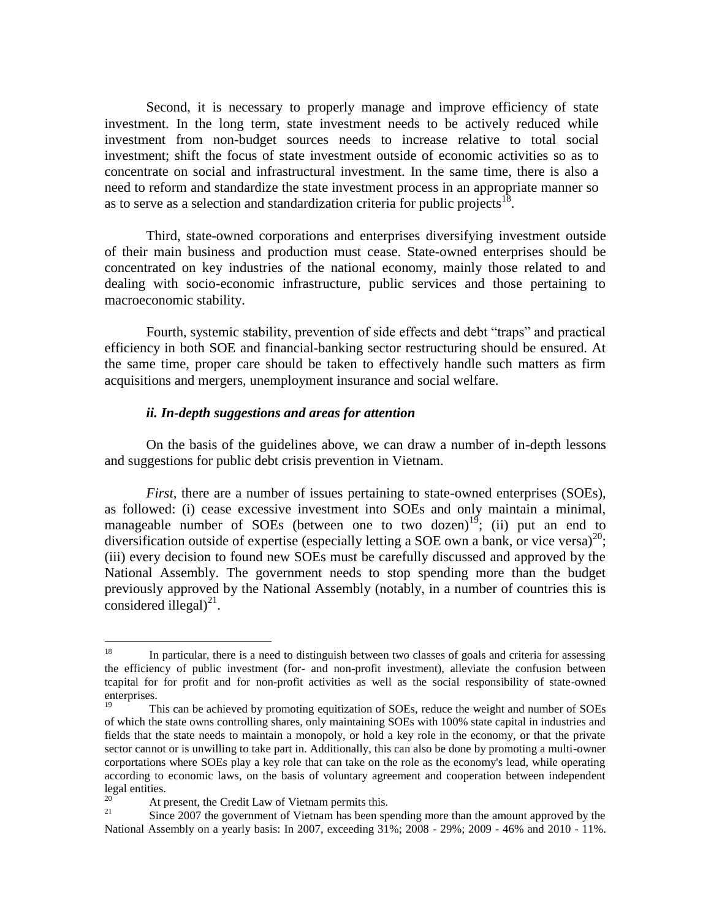Second, it is necessary to properly manage and improve efficiency of state investment. In the long term, state investment needs to be actively reduced while investment from non-budget sources needs to increase relative to total social investment; shift the focus of state investment outside of economic activities so as to concentrate on social and infrastructural investment. In the same time, there is also a need to reform and standardize the state investment process in an appropriate manner so as to serve as a selection and standardization criteria for public projects[18].

Third, state-owned corporations and enterprises diversifying investment outside of their main business and production must cease. State-owned enterprises should be concentrated on key industries of the national economy, mainly those related to and dealing with socio-economic infrastructure, public services and those pertaining to macroeconomic stability.

Fourth, systemic stability, prevention of side effects and debt "traps" and practical efficiency in both SOE and financial-banking sector restructuring should be ensured. At the same time, proper care should be taken to effectively handle such matters as firm acquisitions and mergers, unemployment insurance and social welfare.

### *ii. In-depth suggestions and areas for attention*

On the basis of the guidelines above, we can draw a number of in-depth lessons and suggestions for public debt crisis prevention in Vietnam.

*First,* there are a number of issues pertaining to state-owned enterprises (SOEs), as followed: (i) cease excessive investment into SOEs and only maintain a minimal, manageable number of SOEs (between one to two dozen)[19]; (ii) put an end to diversification outside of expertise (especially letting a SOE own a bank, or vice versa)[20]; (iii) every decision to found new SOEs must be carefully discussed and approved by the National Assembly. The government needs to stop spending more than the budget previously approved by the National Assembly (notably, in a number of countries this is considered illegal)[21].

---

[18] In particular, there is a need to distinguish between two classes of goals and criteria for assessing the efficiency of public investment (for- and non-profit investment), alleviate the confusion between tcapital for for profit and for non-profit activities as well as the social responsibility of state-owned enterprises.

[19] This can be achieved by promoting equitization of SOEs, reduce the weight and number of SOEs of which the state owns controlling shares, only maintaining SOEs with 100% state capital in industries and fields that the state needs to maintain a monopoly, or hold a key role in the economy, or that the private sector cannot or is unwilling to take part in. Additionally, this can also be done by promoting a multi-owner corportations where SOEs play a key role that can take on the role as the economy's lead, while operating according to economic laws, on the basis of voluntary agreement and cooperation between independent legal entities.

[20] At present, the Credit Law of Vietnam permits this.

[21] Since 2007 the government of Vietnam has been spending more than the amount approved by the National Assembly on a yearly basis: In 2007, exceeding 31%; 2008 - 29%; 2009 - 46% and 2010 - 11%.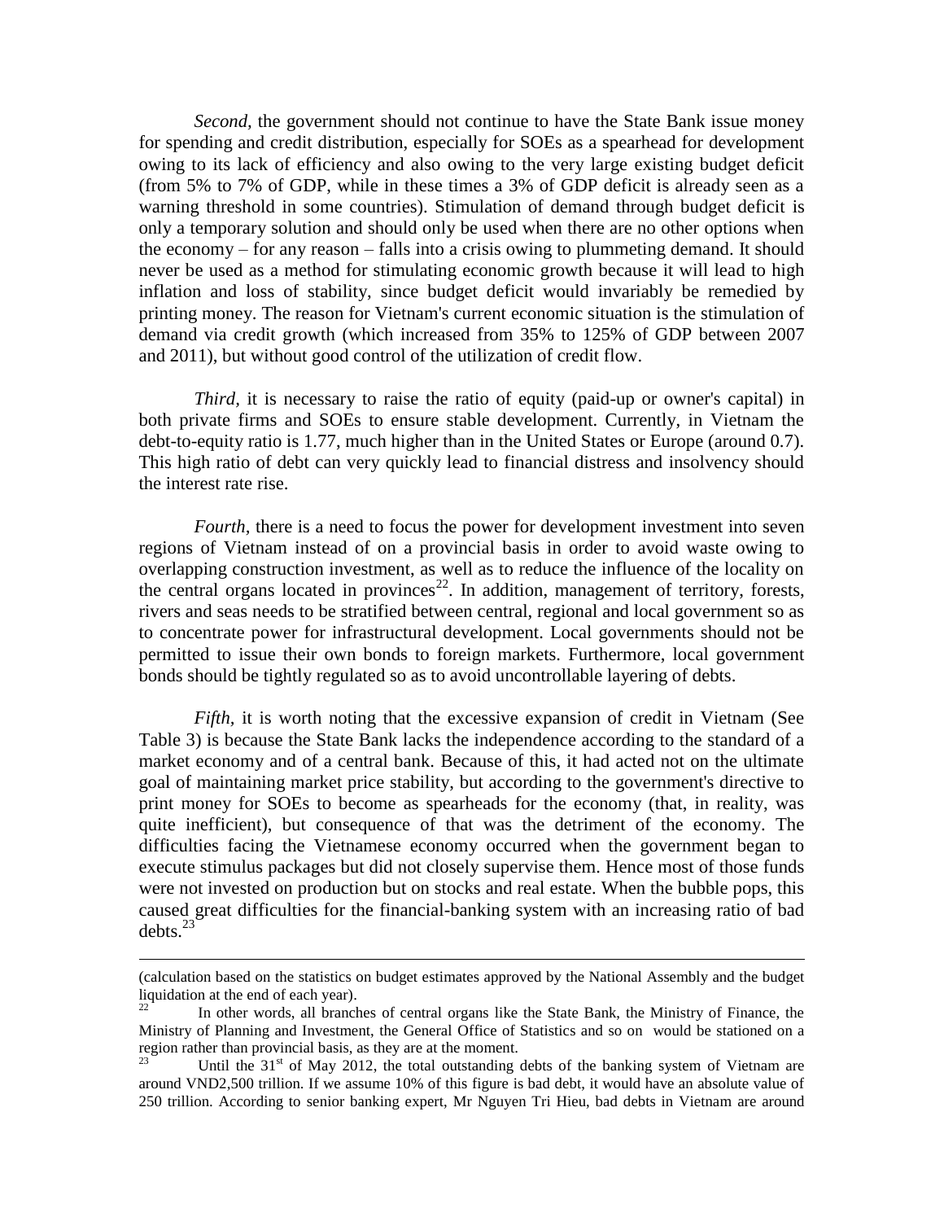*Second*, the government should not continue to have the State Bank issue money for spending and credit distribution, especially for SOEs as a spearhead for development owing to its lack of efficiency and also owing to the very large existing budget deficit (from 5% to 7% of GDP, while in these times a 3% of GDP deficit is already seen as a warning threshold in some countries). Stimulation of demand through budget deficit is only a temporary solution and should only be used when there are no other options when the economy – for any reason – falls into a crisis owing to plummeting demand. It should never be used as a method for stimulating economic growth because it will lead to high inflation and loss of stability, since budget deficit would invariably be remedied by printing money. The reason for Vietnam's current economic situation is the stimulation of demand via credit growth (which increased from 35% to 125% of GDP between 2007 and 2011), but without good control of the utilization of credit flow.

*Third*, it is necessary to raise the ratio of equity (paid-up or owner's capital) in both private firms and SOEs to ensure stable development. Currently, in Vietnam the debt-to-equity ratio is 1.77, much higher than in the United States or Europe (around 0.7). This high ratio of debt can very quickly lead to financial distress and insolvency should the interest rate rise.

*Fourth*, there is a need to focus the power for development investment into seven regions of Vietnam instead of on a provincial basis in order to avoid waste owing to overlapping construction investment, as well as to reduce the influence of the locality on the central organs located in provinces[22]. In addition, management of territory, forests, rivers and seas needs to be stratified between central, regional and local government so as to concentrate power for infrastructural development. Local governments should not be permitted to issue their own bonds to foreign markets. Furthermore, local government bonds should be tightly regulated so as to avoid uncontrollable layering of debts.

*Fifth*, it is worth noting that the excessive expansion of credit in Vietnam (See Table 3) is because the State Bank lacks the independence according to the standard of a market economy and of a central bank. Because of this, it had acted not on the ultimate goal of maintaining market price stability, but according to the government's directive to print money for SOEs to become as spearheads for the economy (that, in reality, was quite inefficient), but consequence of that was the detriment of the economy. The difficulties facing the Vietnamese economy occurred when the government began to execute stimulus packages but did not closely supervise them. Hence most of those funds were not invested on production but on stocks and real estate. When the bubble pops, this caused great difficulties for the financial-banking system with an increasing ratio of bad debts.[23]

---

(calculation based on the statistics on budget estimates approved by the National Assembly and the budget liquidation at the end of each year).

[22] In other words, all branches of central organs like the State Bank, the Ministry of Finance, the Ministry of Planning and Investment, the General Office of Statistics and so on would be stationed on a region rather than provincial basis, as they are at the moment.

[23] Until the 31st of May 2012, the total outstanding debts of the banking system of Vietnam are around VND2,500 trillion. If we assume 10% of this figure is bad debt, it would have an absolute value of 250 trillion. According to senior banking expert, Mr Nguyen Tri Hieu, bad debts in Vietnam are around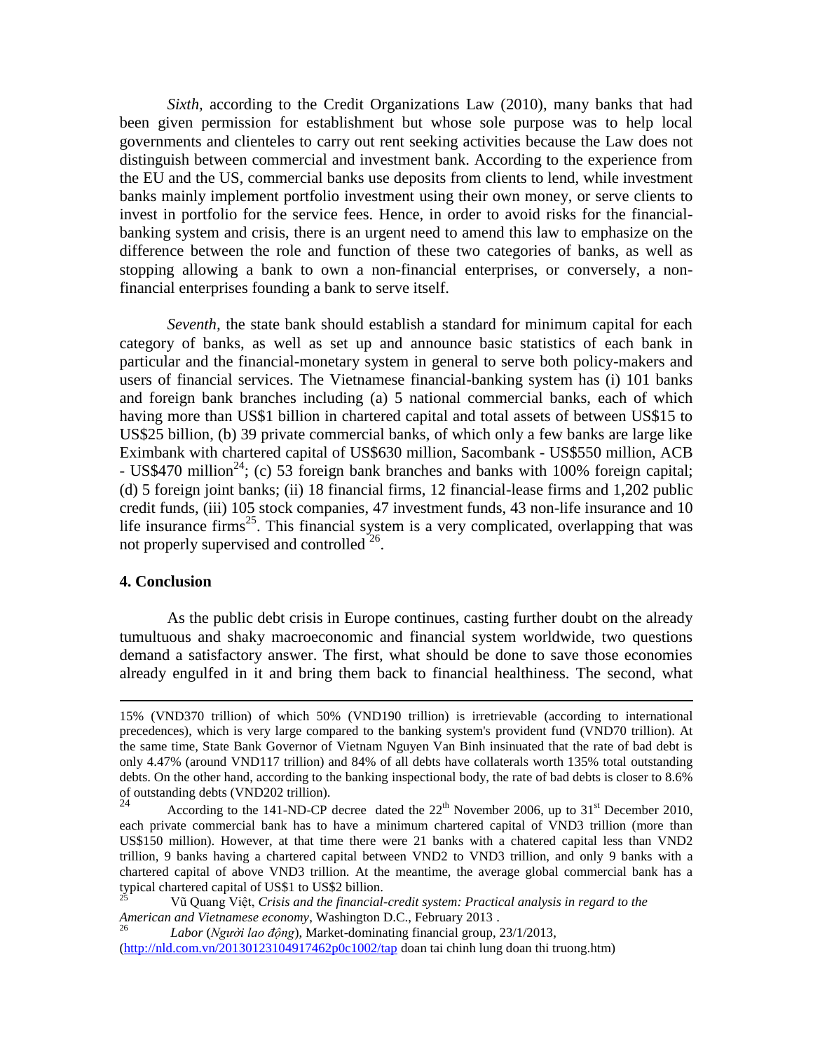*Sixth,* according to the Credit Organizations Law (2010), many banks that had been given permission for establishment but whose sole purpose was to help local governments and clienteles to carry out rent seeking activities because the Law does not distinguish between commercial and investment bank. According to the experience from the EU and the US, commercial banks use deposits from clients to lend, while investment banks mainly implement portfolio investment using their own money, or serve clients to invest in portfolio for the service fees. Hence, in order to avoid risks for the financial-banking system and crisis, there is an urgent need to amend this law to emphasize on the difference between the role and function of these two categories of banks, as well as stopping allowing a bank to own a non-financial enterprises, or conversely, a non-financial enterprises founding a bank to serve itself.

*Seventh,* the state bank should establish a standard for minimum capital for each category of banks, as well as set up and announce basic statistics of each bank in particular and the financial-monetary system in general to serve both policy-makers and users of financial services. The Vietnamese financial-banking system has (i) 101 banks and foreign bank branches including (a) 5 national commercial banks, each of which having more than US$1 billion in chartered capital and total assets of between US$15 to US$25 billion, (b) 39 private commercial banks, of which only a few banks are large like Eximbank with chartered capital of US$630 million, Sacombank - US$550 million, ACB - US$470 million[24]; (c) 53 foreign bank branches and banks with 100% foreign capital; (d) 5 foreign joint banks; (ii) 18 financial firms, 12 financial-lease firms and 1,202 public credit funds, (iii) 105 stock companies, 47 investment funds, 43 non-life insurance and 10 life insurance firms[25]. This financial system is a very complicated, overlapping that was not properly supervised and controlled [26].

## 4. Conclusion

As the public debt crisis in Europe continues, casting further doubt on the already tumultuous and shaky macroeconomic and financial system worldwide, two questions demand a satisfactory answer. The first, what should be done to save those economies already engulfed in it and bring them back to financial healthiness. The second, what

---

15% (VND370 trillion) of which 50% (VND190 trillion) is irretrievable (according to international precedences), which is very large compared to the banking system's provident fund (VND70 trillion). At the same time, State Bank Governor of Vietnam Nguyen Van Binh insinuated that the rate of bad debt is only 4.47% (around VND117 trillion) and 84% of all debts have collaterals worth 135% total outstanding debts. On the other hand, according to the banking inspectional body, the rate of bad debts is closer to 8.6% of outstanding debts (VND202 trillion).

[24] According to the 141-ND-CP decree dated the 22[th] November 2006, up to 31[st] December 2010, each private commercial bank has to have a minimum chartered capital of VND3 trillion (more than US$150 million). However, at that time there were 21 banks with a chatered capital less than VND2 trillion, 9 banks having a chartered capital between VND2 to VND3 trillion, and only 9 banks with a chartered capital of above VND3 trillion. At the meantime, the average global commercial bank has a typical chartered capital of US$1 to US$2 billion.

[25] Vũ Quang Việt, *Crisis and the financial-credit system: Practical analysis in regard to the American and Vietnamese economy*, Washington D.C., February 2013 .

[26] *Labor* (*Người lao động*), Market-dominating financial group, 23/1/2013, (http://nld.com.vn/20130123104917462p0c1002/tap doan tai chinh lung doan thi truong.htm)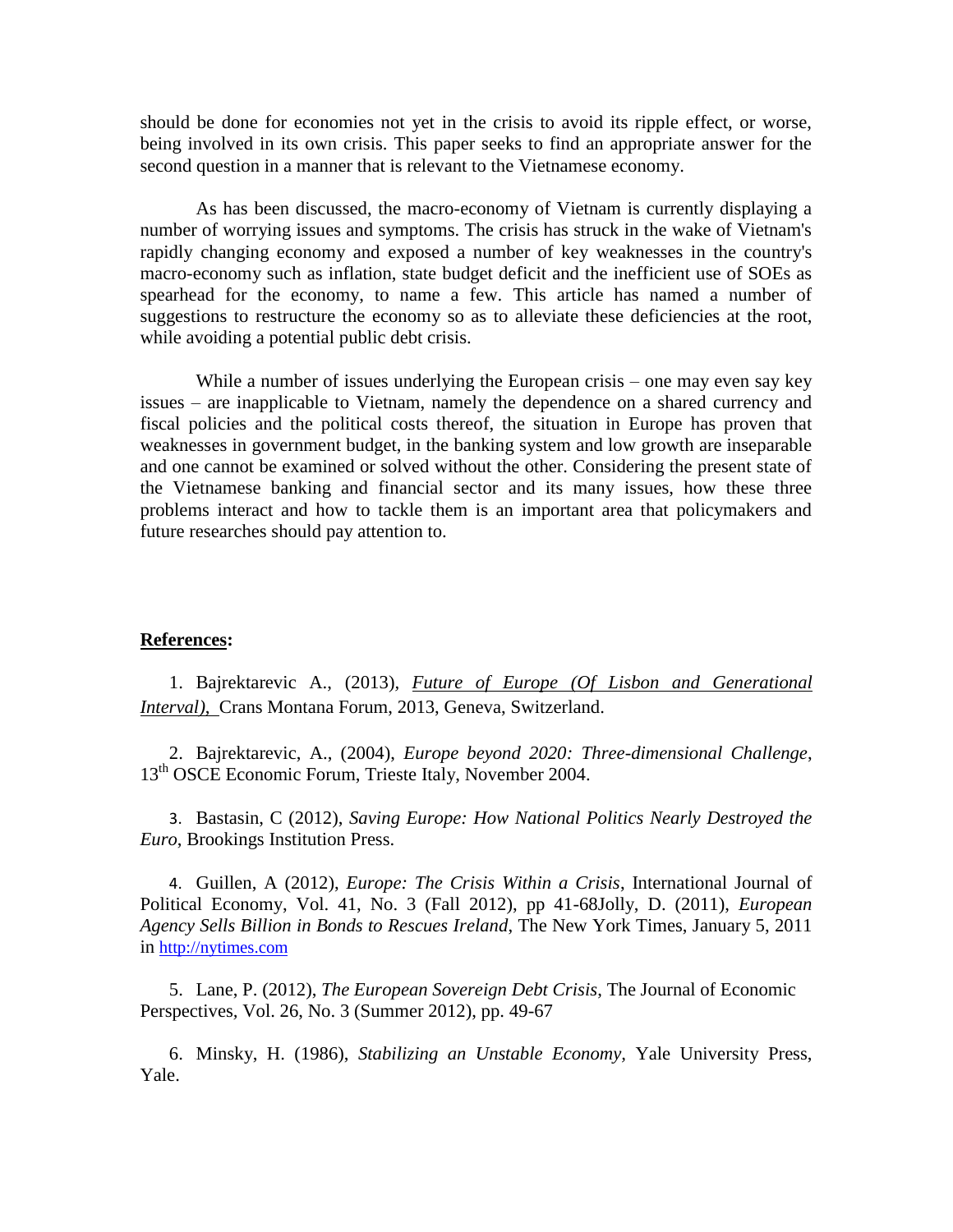should be done for economies not yet in the crisis to avoid its ripple effect, or worse, being involved in its own crisis. This paper seeks to find an appropriate answer for the second question in a manner that is relevant to the Vietnamese economy.

As has been discussed, the macro-economy of Vietnam is currently displaying a number of worrying issues and symptoms. The crisis has struck in the wake of Vietnam's rapidly changing economy and exposed a number of key weaknesses in the country's macro-economy such as inflation, state budget deficit and the inefficient use of SOEs as spearhead for the economy, to name a few. This article has named a number of suggestions to restructure the economy so as to alleviate these deficiencies at the root, while avoiding a potential public debt crisis.

While a number of issues underlying the European crisis – one may even say key issues – are inapplicable to Vietnam, namely the dependence on a shared currency and fiscal policies and the political costs thereof, the situation in Europe has proven that weaknesses in government budget, in the banking system and low growth are inseparable and one cannot be examined or solved without the other. Considering the present state of the Vietnamese banking and financial sector and its many issues, how these three problems interact and how to tackle them is an important area that policymakers and future researches should pay attention to.

## References:

1. Bajrektarevic A., (2013), *Future of Europe (Of Lisbon and Generational Interval),* Crans Montana Forum, 2013, Geneva, Switzerland.

2. Bajrektarevic, A., (2004), *Europe beyond 2020: Three-dimensional Challenge*, 13th OSCE Economic Forum, Trieste Italy, November 2004.

3. Bastasin, C (2012), *Saving Europe: How National Politics Nearly Destroyed the Euro*, Brookings Institution Press.

4. Guillen, A (2012), *Europe: The Crisis Within a Crisis*, International Journal of Political Economy, Vol. 41, No. 3 (Fall 2012), pp 41-68Jolly, D. (2011), *European Agency Sells Billion in Bonds to Rescues Ireland*, The New York Times, January 5, 2011 in http://nytimes.com

5. Lane, P. (2012), *The European Sovereign Debt Crisis*, The Journal of Economic Perspectives, Vol. 26, No. 3 (Summer 2012), pp. 49-67

6. Minsky, H. (1986), *Stabilizing an Unstable Economy*, Yale University Press, Yale.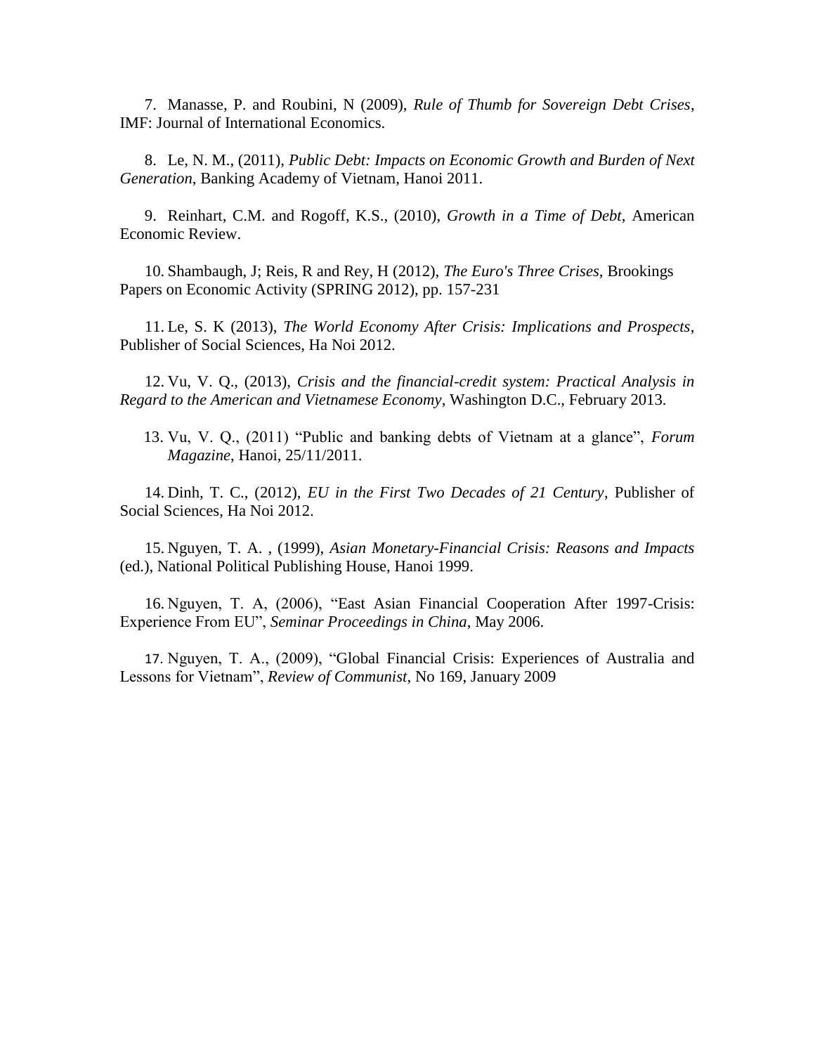7. Manasse, P. and Roubini, N (2009), *Rule of Thumb for Sovereign Debt Crises*, IMF: Journal of International Economics.

8. Le, N. M., (2011), *Public Debt: Impacts on Economic Growth and Burden of Next Generation*, Banking Academy of Vietnam, Hanoi 2011.

9. Reinhart, C.M. and Rogoff, K.S., (2010), *Growth in a Time of Debt*, American Economic Review.

10. Shambaugh, J; Reis, R and Rey, H (2012), *The Euro's Three Crises,* Brookings Papers on Economic Activity (SPRING 2012), pp. 157-231

11. Le, S. K (2013), *The World Economy After Crisis: Implications and Prospects*, Publisher of Social Sciences, Ha Noi 2012.

12. Vu, V. Q., (2013), *Crisis and the financial-credit system: Practical Analysis in Regard to the American and Vietnamese Economy*, Washington D.C., February 2013.

13. Vu, V. Q., (2011) "Public and banking debts of Vietnam at a glance", *Forum Magazine*, Hanoi, 25/11/2011.

14. Dinh, T. C., (2012), *EU in the First Two Decades of 21 Century*, Publisher of Social Sciences, Ha Noi 2012.

15. Nguyen, T. A. , (1999), *Asian Monetary-Financial Crisis: Reasons and Impacts* (ed.), National Political Publishing House, Hanoi 1999.

16. Nguyen, T. A, (2006), "East Asian Financial Cooperation After 1997-Crisis: Experience From EU", *Seminar Proceedings in China*, May 2006.

17. Nguyen, T. A., (2009), "Global Financial Crisis: Experiences of Australia and Lessons for Vietnam", *Review of Communist*, No 169, January 2009